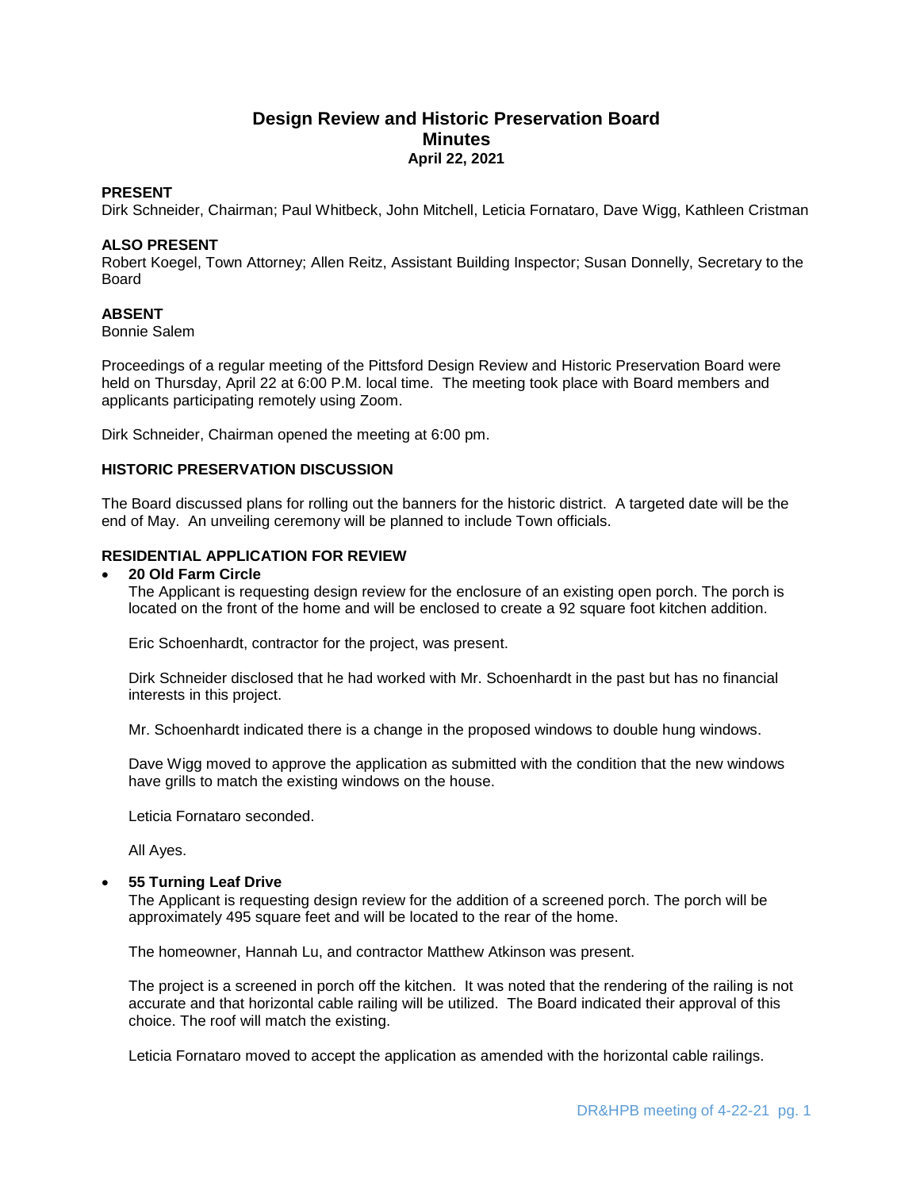# Design Review and Historic Preservation Board
## Minutes
### April 22, 2021

**PRESENT**
Dirk Schneider, Chairman; Paul Whitbeck, John Mitchell, Leticia Fornataro, Dave Wigg, Kathleen Cristman

**ALSO PRESENT**
Robert Koegel, Town Attorney; Allen Reitz, Assistant Building Inspector; Susan Donnelly, Secretary to the Board

**ABSENT**
Bonnie Salem

Proceedings of a regular meeting of the Pittsford Design Review and Historic Preservation Board were held on Thursday, April 22 at 6:00 P.M. local time. The meeting took place with Board members and applicants participating remotely using Zoom.

Dirk Schneider, Chairman opened the meeting at 6:00 pm.

**HISTORIC PRESERVATION DISCUSSION**

The Board discussed plans for rolling out the banners for the historic district. A targeted date will be the end of May. An unveiling ceremony will be planned to include Town officials.

**RESIDENTIAL APPLICATION FOR REVIEW**

- **20 Old Farm Circle**
  The Applicant is requesting design review for the enclosure of an existing open porch. The porch is located on the front of the home and will be enclosed to create a 92 square foot kitchen addition.

  Eric Schoenhardt, contractor for the project, was present.

  Dirk Schneider disclosed that he had worked with Mr. Schoenhardt in the past but has no financial interests in this project.

  Mr. Schoenhardt indicated there is a change in the proposed windows to double hung windows.

  Dave Wigg moved to approve the application as submitted with the condition that the new windows have grills to match the existing windows on the house.

  Leticia Fornataro seconded.

  All Ayes.

- **55 Turning Leaf Drive**
  The Applicant is requesting design review for the addition of a screened porch. The porch will be approximately 495 square feet and will be located to the rear of the home.

  The homeowner, Hannah Lu, and contractor Matthew Atkinson was present.

  The project is a screened in porch off the kitchen. It was noted that the rendering of the railing is not accurate and that horizontal cable railing will be utilized. The Board indicated their approval of this choice. The roof will match the existing.

  Leticia Fornataro moved to accept the application as amended with the horizontal cable railings.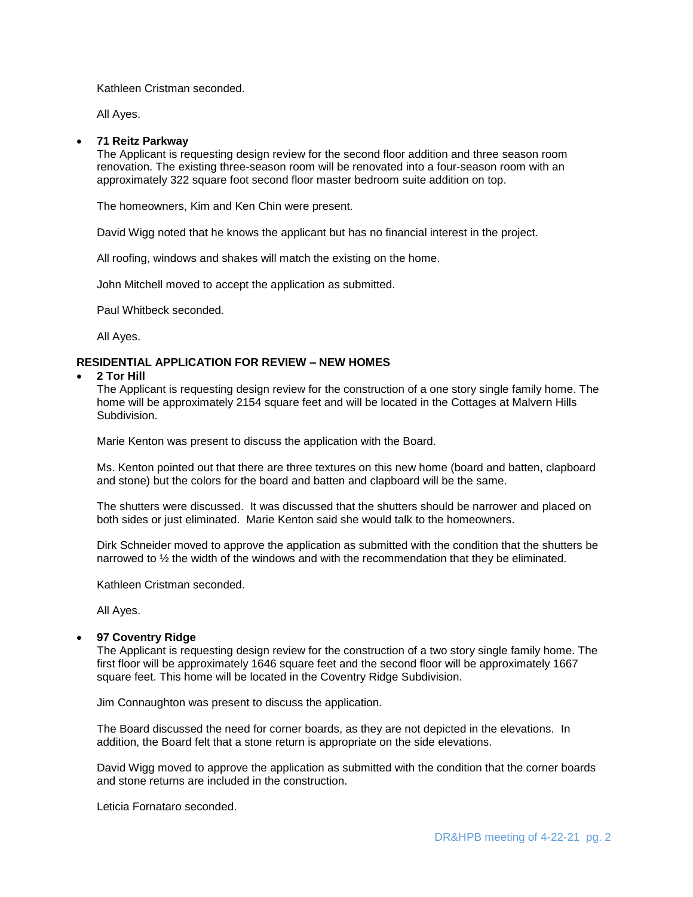Kathleen Cristman seconded.

All Ayes.

- **71 Reitz Parkway**
  The Applicant is requesting design review for the second floor addition and three season room renovation. The existing three-season room will be renovated into a four-season room with an approximately 322 square foot second floor master bedroom suite addition on top.

  The homeowners, Kim and Ken Chin were present.

  David Wigg noted that he knows the applicant but has no financial interest in the project.

  All roofing, windows and shakes will match the existing on the home.

  John Mitchell moved to accept the application as submitted.

  Paul Whitbeck seconded.

  All Ayes.

**RESIDENTIAL APPLICATION FOR REVIEW – NEW HOMES**

- **2 Tor Hill**
  The Applicant is requesting design review for the construction of a one story single family home. The home will be approximately 2154 square feet and will be located in the Cottages at Malvern Hills Subdivision.

  Marie Kenton was present to discuss the application with the Board.

  Ms. Kenton pointed out that there are three textures on this new home (board and batten, clapboard and stone) but the colors for the board and batten and clapboard will be the same.

  The shutters were discussed. It was discussed that the shutters should be narrower and placed on both sides or just eliminated. Marie Kenton said she would talk to the homeowners.

  Dirk Schneider moved to approve the application as submitted with the condition that the shutters be narrowed to ½ the width of the windows and with the recommendation that they be eliminated.

  Kathleen Cristman seconded.

  All Ayes.

- **97 Coventry Ridge**
  The Applicant is requesting design review for the construction of a two story single family home. The first floor will be approximately 1646 square feet and the second floor will be approximately 1667 square feet. This home will be located in the Coventry Ridge Subdivision.

  Jim Connaughton was present to discuss the application.

  The Board discussed the need for corner boards, as they are not depicted in the elevations. In addition, the Board felt that a stone return is appropriate on the side elevations.

  David Wigg moved to approve the application as submitted with the condition that the corner boards and stone returns are included in the construction.

  Leticia Fornataro seconded.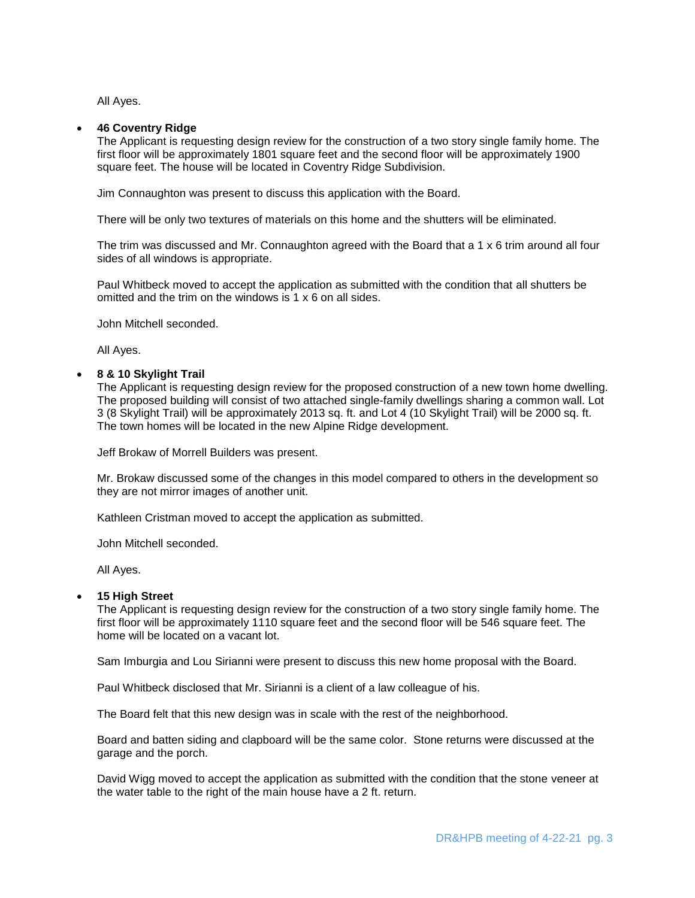All Ayes.

- **46 Coventry Ridge**

  The Applicant is requesting design review for the construction of a two story single family home. The first floor will be approximately 1801 square feet and the second floor will be approximately 1900 square feet. The house will be located in Coventry Ridge Subdivision.

  Jim Connaughton was present to discuss this application with the Board.

  There will be only two textures of materials on this home and the shutters will be eliminated.

  The trim was discussed and Mr. Connaughton agreed with the Board that a 1 x 6 trim around all four sides of all windows is appropriate.

  Paul Whitbeck moved to accept the application as submitted with the condition that all shutters be omitted and the trim on the windows is 1 x 6 on all sides.

  John Mitchell seconded.

  All Ayes.

- **8 & 10 Skylight Trail**

  The Applicant is requesting design review for the proposed construction of a new town home dwelling. The proposed building will consist of two attached single-family dwellings sharing a common wall. Lot 3 (8 Skylight Trail) will be approximately 2013 sq. ft. and Lot 4 (10 Skylight Trail) will be 2000 sq. ft. The town homes will be located in the new Alpine Ridge development.

  Jeff Brokaw of Morrell Builders was present.

  Mr. Brokaw discussed some of the changes in this model compared to others in the development so they are not mirror images of another unit.

  Kathleen Cristman moved to accept the application as submitted.

  John Mitchell seconded.

  All Ayes.

- **15 High Street**

  The Applicant is requesting design review for the construction of a two story single family home. The first floor will be approximately 1110 square feet and the second floor will be 546 square feet. The home will be located on a vacant lot.

  Sam Imburgia and Lou Sirianni were present to discuss this new home proposal with the Board.

  Paul Whitbeck disclosed that Mr. Sirianni is a client of a law colleague of his.

  The Board felt that this new design was in scale with the rest of the neighborhood.

  Board and batten siding and clapboard will be the same color. Stone returns were discussed at the garage and the porch.

  David Wigg moved to accept the application as submitted with the condition that the stone veneer at the water table to the right of the main house have a 2 ft. return.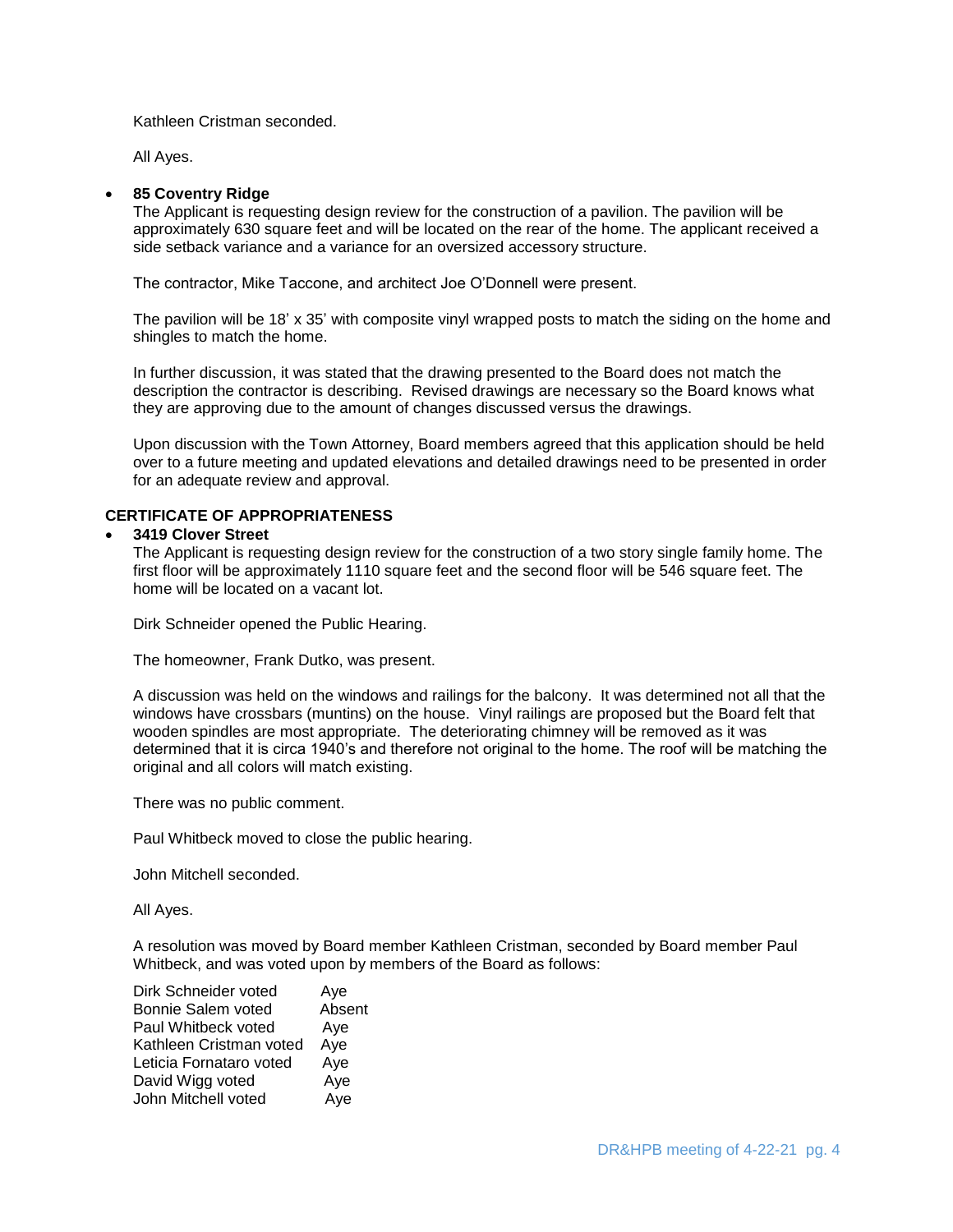Kathleen Cristman seconded.

All Ayes.

- **85 Coventry Ridge**

  The Applicant is requesting design review for the construction of a pavilion. The pavilion will be approximately 630 square feet and will be located on the rear of the home. The applicant received a side setback variance and a variance for an oversized accessory structure.

  The contractor, Mike Taccone, and architect Joe O'Donnell were present.

  The pavilion will be 18' x 35' with composite vinyl wrapped posts to match the siding on the home and shingles to match the home.

  In further discussion, it was stated that the drawing presented to the Board does not match the description the contractor is describing. Revised drawings are necessary so the Board knows what they are approving due to the amount of changes discussed versus the drawings.

  Upon discussion with the Town Attorney, Board members agreed that this application should be held over to a future meeting and updated elevations and detailed drawings need to be presented in order for an adequate review and approval.

**CERTIFICATE OF APPROPRIATENESS**

- **3419 Clover Street**

  The Applicant is requesting design review for the construction of a two story single family home. The first floor will be approximately 1110 square feet and the second floor will be 546 square feet. The home will be located on a vacant lot.

  Dirk Schneider opened the Public Hearing.

  The homeowner, Frank Dutko, was present.

  A discussion was held on the windows and railings for the balcony. It was determined not all that the windows have crossbars (muntins) on the house. Vinyl railings are proposed but the Board felt that wooden spindles are most appropriate. The deteriorating chimney will be removed as it was determined that it is circa 1940's and therefore not original to the home. The roof will be matching the original and all colors will match existing.

  There was no public comment.

  Paul Whitbeck moved to close the public hearing.

  John Mitchell seconded.

  All Ayes.

  A resolution was moved by Board member Kathleen Cristman, seconded by Board member Paul Whitbeck, and was voted upon by members of the Board as follows:

  Dirk Schneider voted Aye
  Bonnie Salem voted Absent
  Paul Whitbeck voted Aye
  Kathleen Cristman voted Aye
  Leticia Fornataro voted Aye
  David Wigg voted Aye
  John Mitchell voted Aye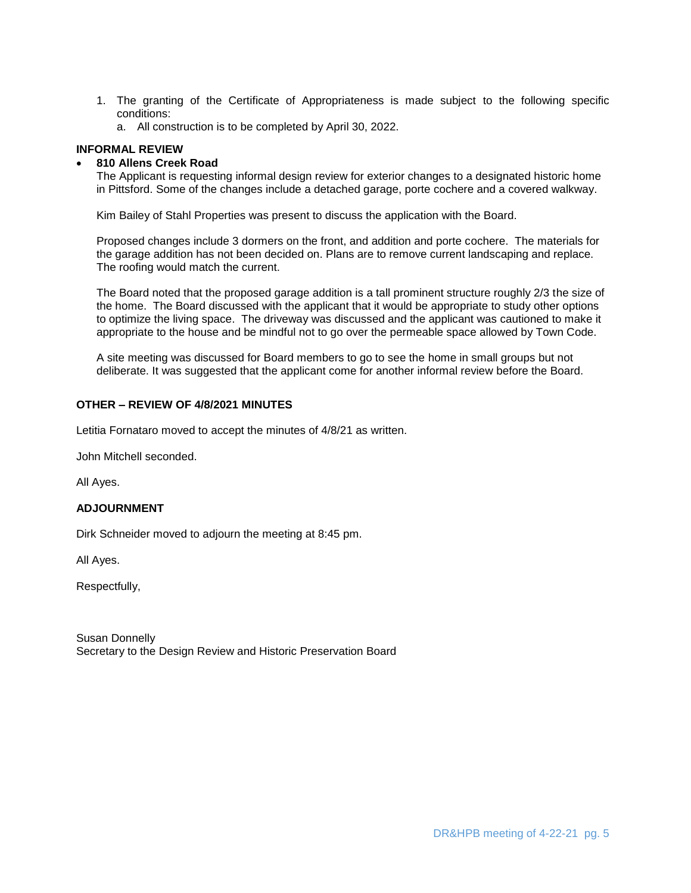1. The granting of the Certificate of Appropriateness is made subject to the following specific conditions:
   a. All construction is to be completed by April 30, 2022.

**INFORMAL REVIEW**

- **810 Allens Creek Road**

  The Applicant is requesting informal design review for exterior changes to a designated historic home in Pittsford. Some of the changes include a detached garage, porte cochere and a covered walkway.

  Kim Bailey of Stahl Properties was present to discuss the application with the Board.

  Proposed changes include 3 dormers on the front, and addition and porte cochere. The materials for the garage addition has not been decided on. Plans are to remove current landscaping and replace. The roofing would match the current.

  The Board noted that the proposed garage addition is a tall prominent structure roughly 2/3 the size of the home. The Board discussed with the applicant that it would be appropriate to study other options to optimize the living space. The driveway was discussed and the applicant was cautioned to make it appropriate to the house and be mindful not to go over the permeable space allowed by Town Code.

  A site meeting was discussed for Board members to go to see the home in small groups but not deliberate. It was suggested that the applicant come for another informal review before the Board.

**OTHER – REVIEW OF 4/8/2021 MINUTES**

Letitia Fornataro moved to accept the minutes of 4/8/21 as written.

John Mitchell seconded.

All Ayes.

**ADJOURNMENT**

Dirk Schneider moved to adjourn the meeting at 8:45 pm.

All Ayes.

Respectfully,

Susan Donnelly
Secretary to the Design Review and Historic Preservation Board